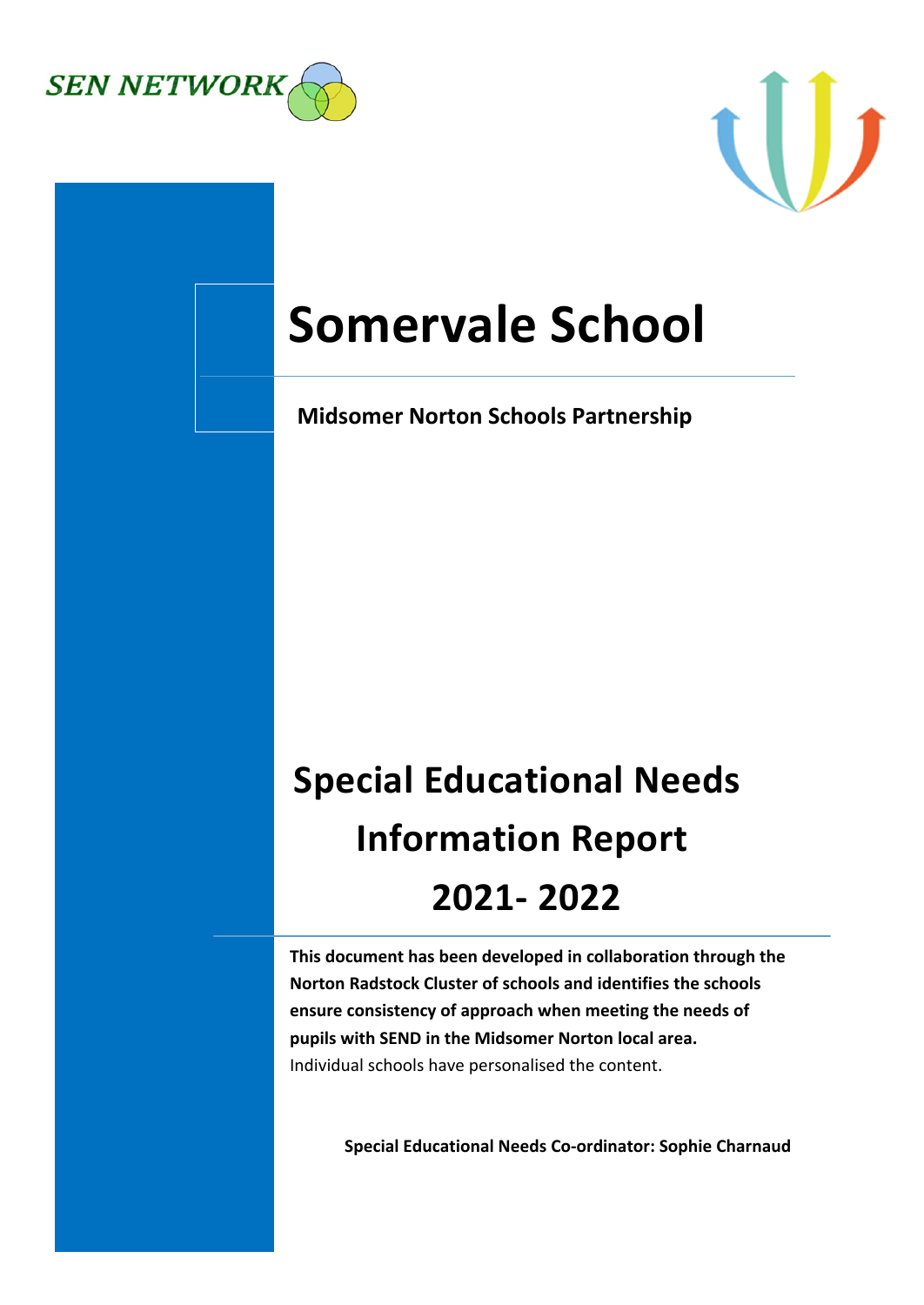SEN NETWORK

# Somervale School

**Midsomer Norton Schools Partnership**

# Special Educational Needs Information Report 2021- 2022

**This document has been developed in collaboration through the Norton Radstock Cluster of schools and identifies the schools ensure consistency of approach when meeting the needs of pupils with SEND in the Midsomer Norton local area.** Individual schools have personalised the content.

**Special Educational Needs Co-ordinator: Sophie Charnaud**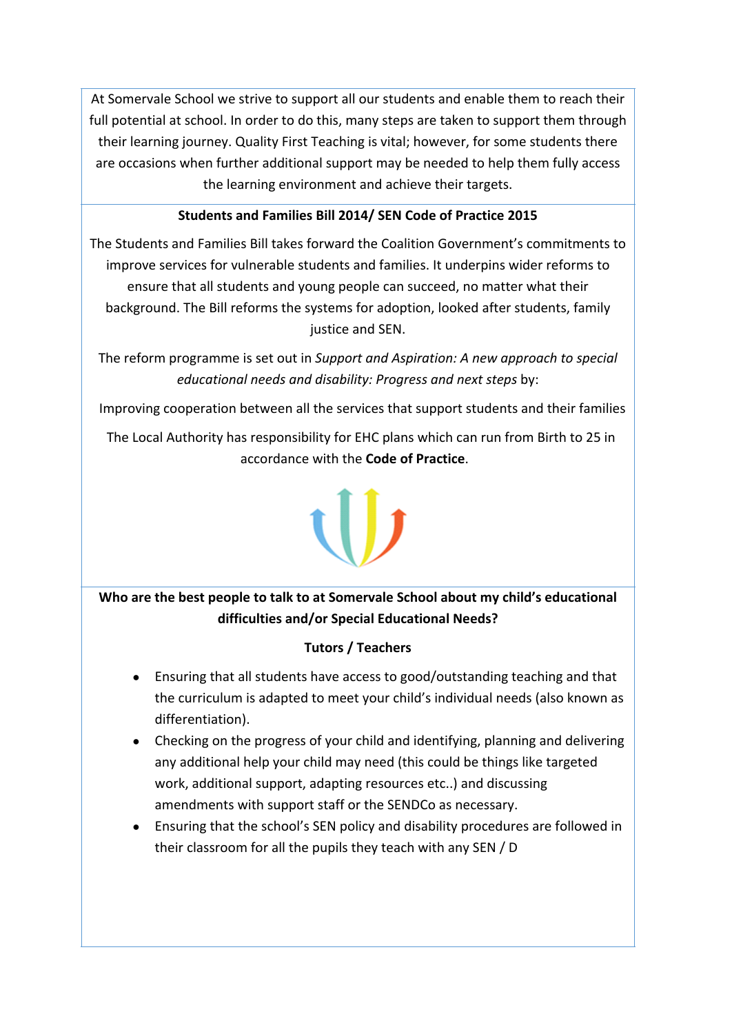At Somervale School we strive to support all our students and enable them to reach their full potential at school. In order to do this, many steps are taken to support them through their learning journey. Quality First Teaching is vital; however, for some students there are occasions when further additional support may be needed to help them fully access the learning environment and achieve their targets.

**Students and Families Bill 2014/ SEN Code of Practice 2015**

The Students and Families Bill takes forward the Coalition Government's commitments to improve services for vulnerable students and families. It underpins wider reforms to ensure that all students and young people can succeed, no matter what their background. The Bill reforms the systems for adoption, looked after students, family justice and SEN.

The reform programme is set out in *Support and Aspiration: A new approach to special educational needs and disability: Progress and next steps* by:

Improving cooperation between all the services that support students and their families

The Local Authority has responsibility for EHC plans which can run from Birth to 25 in accordance with the **Code of Practice**.

**Who are the best people to talk to at Somervale School about my child's educational difficulties and/or Special Educational Needs?**

**Tutors / Teachers**

- Ensuring that all students have access to good/outstanding teaching and that the curriculum is adapted to meet your child's individual needs (also known as differentiation).
- Checking on the progress of your child and identifying, planning and delivering any additional help your child may need (this could be things like targeted work, additional support, adapting resources etc..) and discussing amendments with support staff or the SENDCo as necessary.
- Ensuring that the school's SEN policy and disability procedures are followed in their classroom for all the pupils they teach with any SEN / D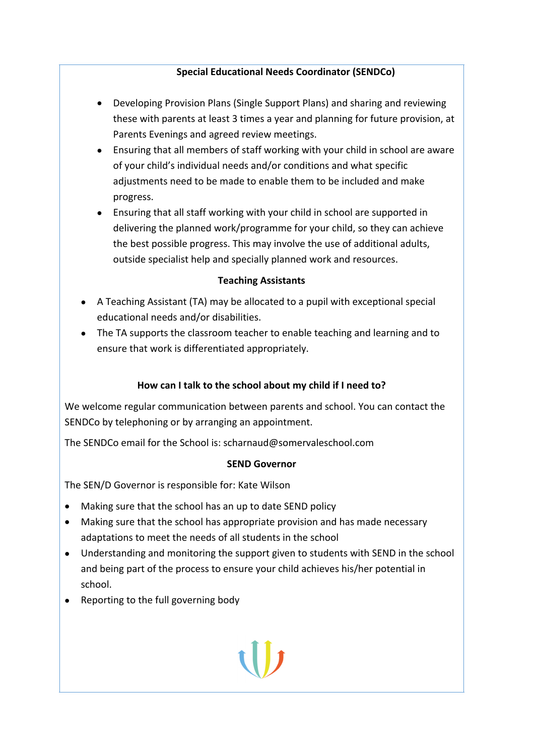## Special Educational Needs Coordinator (SENDCo)

- Developing Provision Plans (Single Support Plans) and sharing and reviewing these with parents at least 3 times a year and planning for future provision, at Parents Evenings and agreed review meetings.
- Ensuring that all members of staff working with your child in school are aware of your child's individual needs and/or conditions and what specific adjustments need to be made to enable them to be included and make progress.
- Ensuring that all staff working with your child in school are supported in delivering the planned work/programme for your child, so they can achieve the best possible progress. This may involve the use of additional adults, outside specialist help and specially planned work and resources.

## Teaching Assistants

- A Teaching Assistant (TA) may be allocated to a pupil with exceptional special educational needs and/or disabilities.
- The TA supports the classroom teacher to enable teaching and learning and to ensure that work is differentiated appropriately.

## How can I talk to the school about my child if I need to?

We welcome regular communication between parents and school. You can contact the SENDCo by telephoning or by arranging an appointment.

The SENDCo email for the School is: scharnaud@somervaleschool.com

## SEND Governor

The SEN/D Governor is responsible for: Kate Wilson

- Making sure that the school has an up to date SEND policy
- Making sure that the school has appropriate provision and has made necessary adaptations to meet the needs of all students in the school
- Understanding and monitoring the support given to students with SEND in the school and being part of the process to ensure your child achieves his/her potential in school.
- Reporting to the full governing body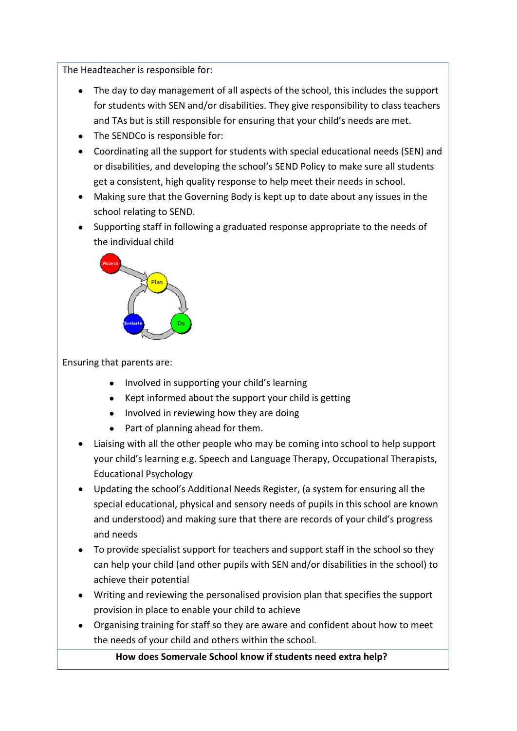The Headteacher is responsible for:

- The day to day management of all aspects of the school, this includes the support for students with SEN and/or disabilities. They give responsibility to class teachers and TAs but is still responsible for ensuring that your child's needs are met.
- The SENDCo is responsible for:
- Coordinating all the support for students with special educational needs (SEN) and or disabilities, and developing the school's SEND Policy to make sure all students get a consistent, high quality response to help meet their needs in school.
- Making sure that the Governing Body is kept up to date about any issues in the school relating to SEND.
- Supporting staff in following a graduated response appropriate to the needs of the individual child

Ensuring that parents are:

- Involved in supporting your child's learning
- Kept informed about the support your child is getting
- Involved in reviewing how they are doing
- Part of planning ahead for them.

- Liaising with all the other people who may be coming into school to help support your child's learning e.g. Speech and Language Therapy, Occupational Therapists, Educational Psychology
- Updating the school's Additional Needs Register, (a system for ensuring all the special educational, physical and sensory needs of pupils in this school are known and understood) and making sure that there are records of your child's progress and needs
- To provide specialist support for teachers and support staff in the school so they can help your child (and other pupils with SEN and/or disabilities in the school) to achieve their potential
- Writing and reviewing the personalised provision plan that specifies the support provision in place to enable your child to achieve
- Organising training for staff so they are aware and confident about how to meet the needs of your child and others within the school.

**How does Somervale School know if students need extra help?**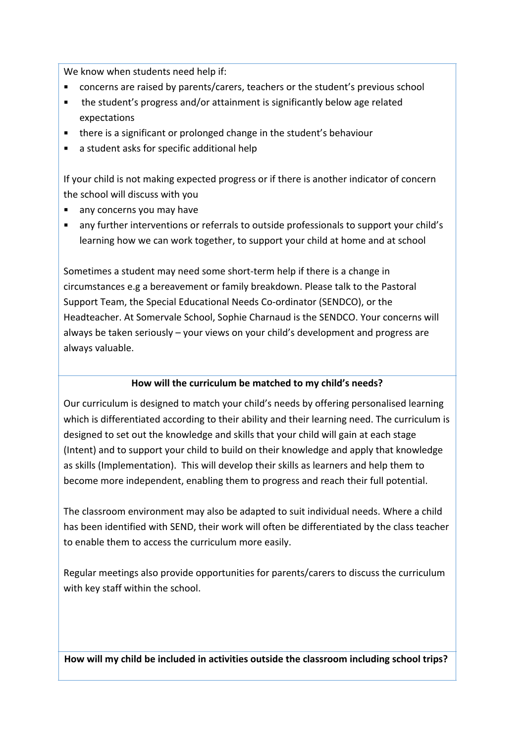We know when students need help if:

- concerns are raised by parents/carers, teachers or the student's previous school
- the student's progress and/or attainment is significantly below age related expectations
- there is a significant or prolonged change in the student's behaviour
- a student asks for specific additional help

If your child is not making expected progress or if there is another indicator of concern the school will discuss with you

- any concerns you may have
- any further interventions or referrals to outside professionals to support your child's learning how we can work together, to support your child at home and at school

Sometimes a student may need some short-term help if there is a change in circumstances e.g a bereavement or family breakdown. Please talk to the Pastoral Support Team, the Special Educational Needs Co-ordinator (SENDCO), or the Headteacher. At Somervale School, Sophie Charnaud is the SENDCO. Your concerns will always be taken seriously – your views on your child's development and progress are always valuable.

**How will the curriculum be matched to my child's needs?**

Our curriculum is designed to match your child's needs by offering personalised learning which is differentiated according to their ability and their learning need. The curriculum is designed to set out the knowledge and skills that your child will gain at each stage (Intent) and to support your child to build on their knowledge and apply that knowledge as skills (Implementation). This will develop their skills as learners and help them to become more independent, enabling them to progress and reach their full potential.

The classroom environment may also be adapted to suit individual needs. Where a child has been identified with SEND, their work will often be differentiated by the class teacher to enable them to access the curriculum more easily.

Regular meetings also provide opportunities for parents/carers to discuss the curriculum with key staff within the school.

**How will my child be included in activities outside the classroom including school trips?**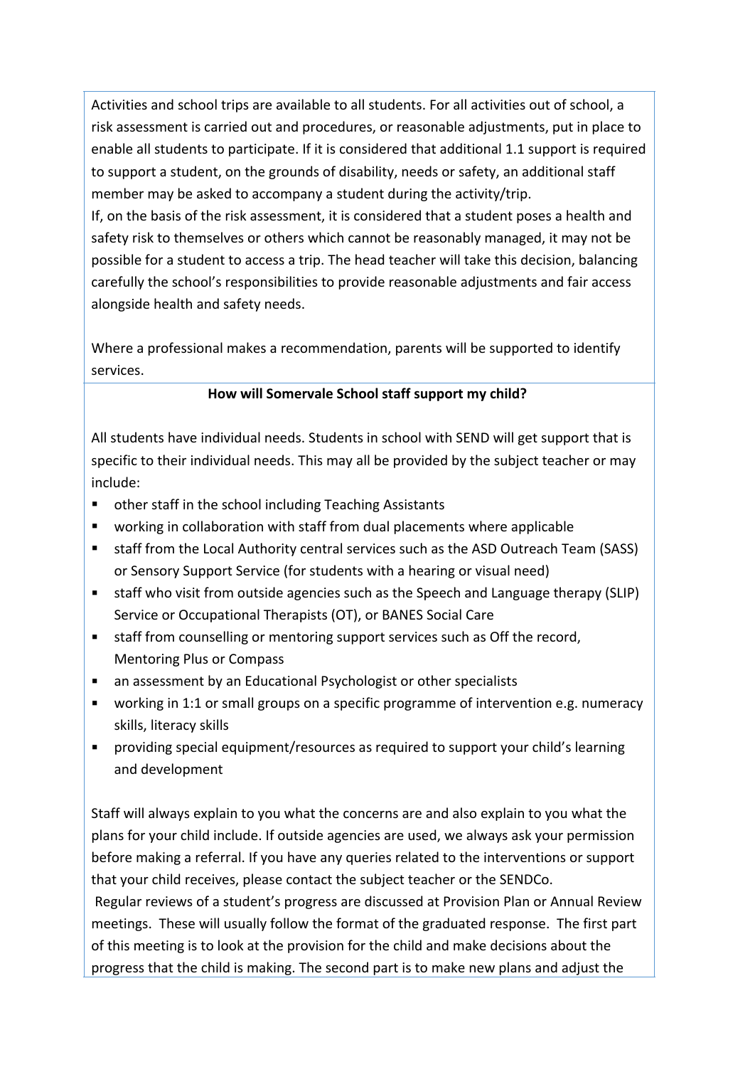Activities and school trips are available to all students. For all activities out of school, a risk assessment is carried out and procedures, or reasonable adjustments, put in place to enable all students to participate. If it is considered that additional 1.1 support is required to support a student, on the grounds of disability, needs or safety, an additional staff member may be asked to accompany a student during the activity/trip.
If, on the basis of the risk assessment, it is considered that a student poses a health and safety risk to themselves or others which cannot be reasonably managed, it may not be possible for a student to access a trip. The head teacher will take this decision, balancing carefully the school's responsibilities to provide reasonable adjustments and fair access alongside health and safety needs.

Where a professional makes a recommendation, parents will be supported to identify services.

**How will Somervale School staff support my child?**

All students have individual needs. Students in school with SEND will get support that is specific to their individual needs. This may all be provided by the subject teacher or may include:

- other staff in the school including Teaching Assistants
- working in collaboration with staff from dual placements where applicable
- staff from the Local Authority central services such as the ASD Outreach Team (SASS) or Sensory Support Service (for students with a hearing or visual need)
- staff who visit from outside agencies such as the Speech and Language therapy (SLIP) Service or Occupational Therapists (OT), or BANES Social Care
- staff from counselling or mentoring support services such as Off the record, Mentoring Plus or Compass
- an assessment by an Educational Psychologist or other specialists
- working in 1:1 or small groups on a specific programme of intervention e.g. numeracy skills, literacy skills
- providing special equipment/resources as required to support your child's learning and development

Staff will always explain to you what the concerns are and also explain to you what the plans for your child include. If outside agencies are used, we always ask your permission before making a referral. If you have any queries related to the interventions or support that your child receives, please contact the subject teacher or the SENDCo.
Regular reviews of a student's progress are discussed at Provision Plan or Annual Review meetings. These will usually follow the format of the graduated response. The first part of this meeting is to look at the provision for the child and make decisions about the progress that the child is making. The second part is to make new plans and adjust the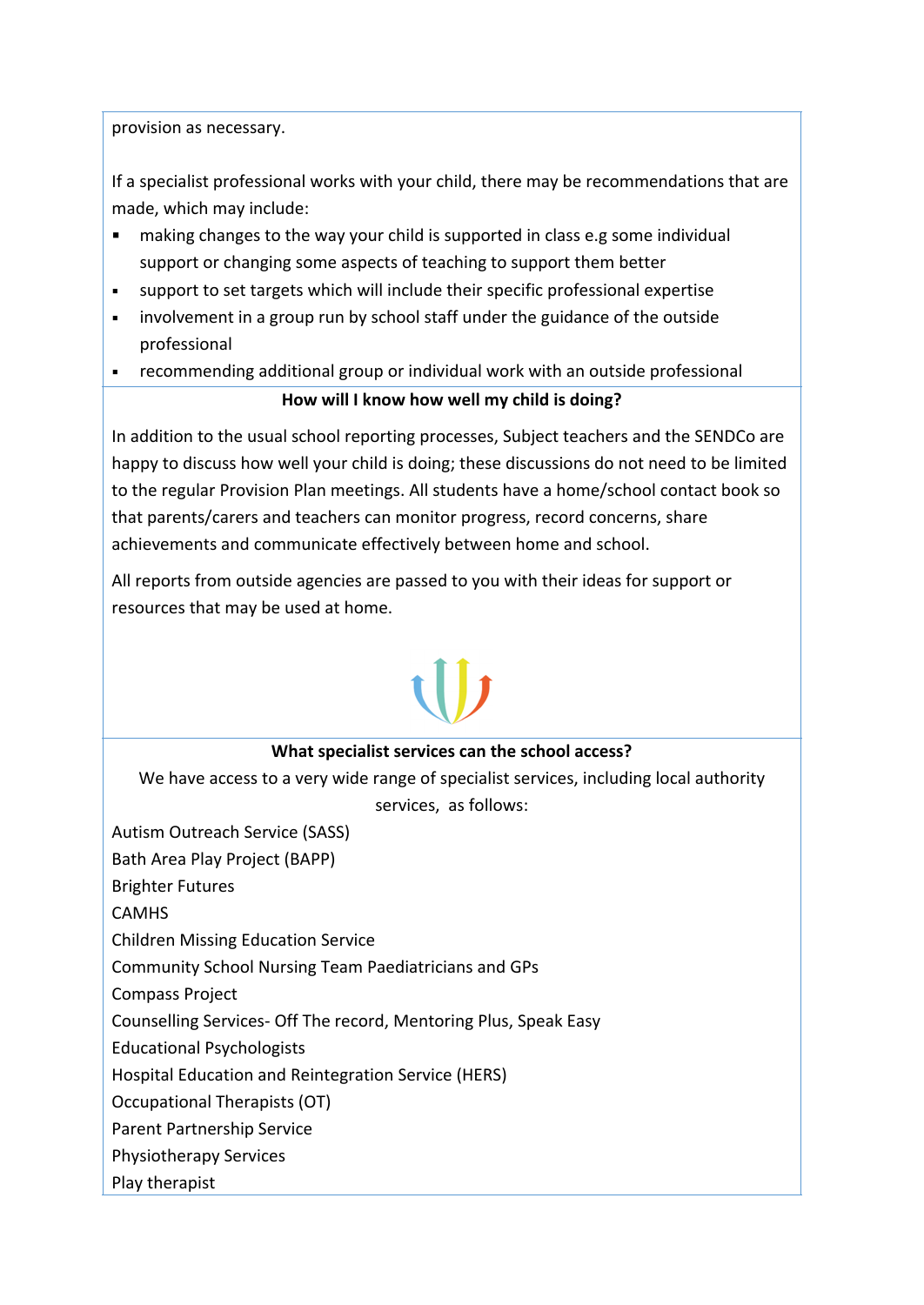provision as necessary.

If a specialist professional works with your child, there may be recommendations that are made, which may include:

- making changes to the way your child is supported in class e.g some individual support or changing some aspects of teaching to support them better
- support to set targets which will include their specific professional expertise
- involvement in a group run by school staff under the guidance of the outside professional
- recommending additional group or individual work with an outside professional

**How will I know how well my child is doing?**

In addition to the usual school reporting processes, Subject teachers and the SENDCo are happy to discuss how well your child is doing; these discussions do not need to be limited to the regular Provision Plan meetings. All students have a home/school contact book so that parents/carers and teachers can monitor progress, record concerns, share achievements and communicate effectively between home and school.

All reports from outside agencies are passed to you with their ideas for support or resources that may be used at home.

**What specialist services can the school access?**

We have access to a very wide range of specialist services, including local authority services, as follows:

Autism Outreach Service (SASS)
Bath Area Play Project (BAPP)
Brighter Futures
CAMHS
Children Missing Education Service
Community School Nursing Team Paediatricians and GPs
Compass Project
Counselling Services- Off The record, Mentoring Plus, Speak Easy
Educational Psychologists
Hospital Education and Reintegration Service (HERS)
Occupational Therapists (OT)
Parent Partnership Service
Physiotherapy Services
Play therapist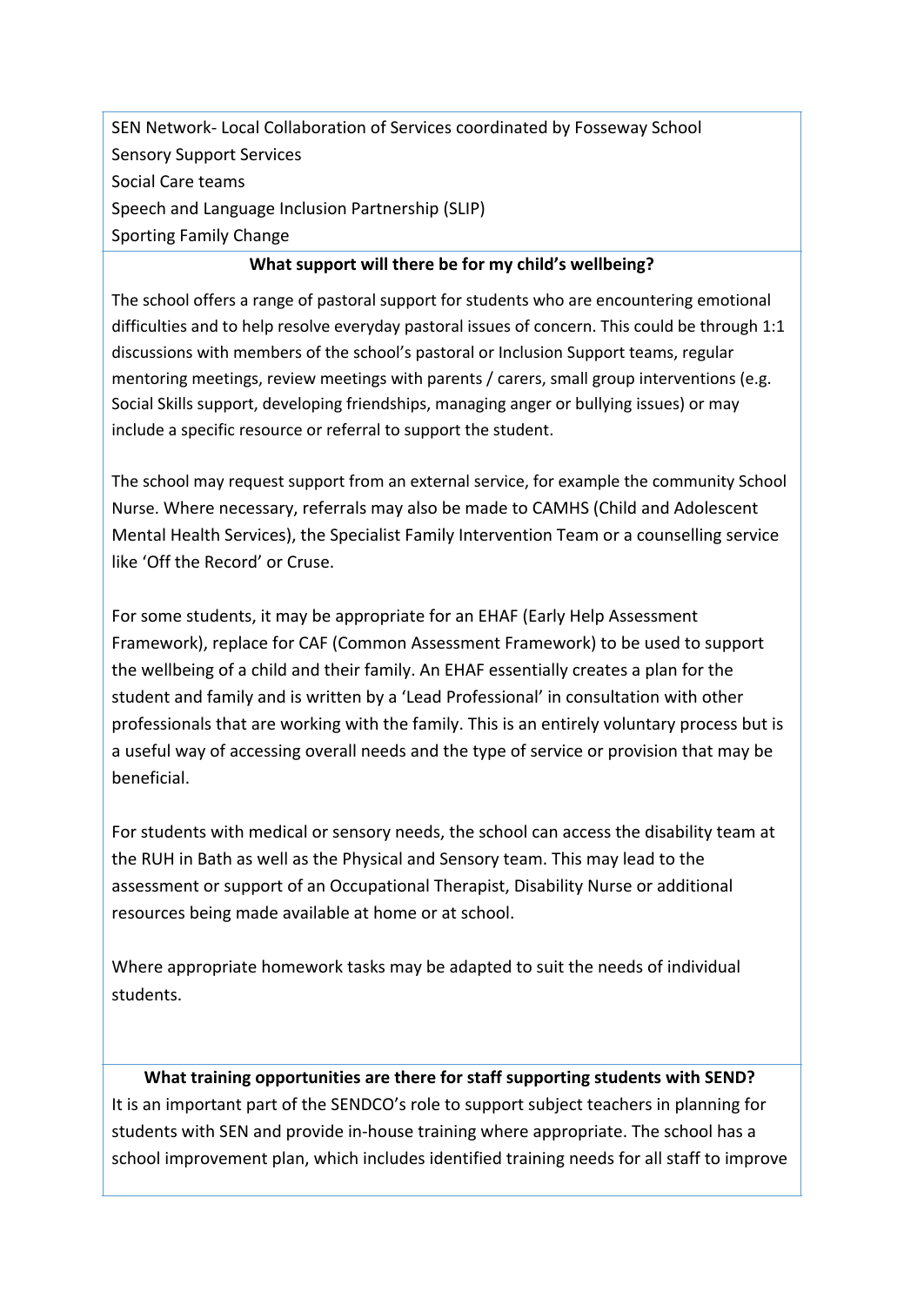SEN Network- Local Collaboration of Services coordinated by Fosseway School
Sensory Support Services
Social Care teams
Speech and Language Inclusion Partnership (SLIP)
Sporting Family Change

**What support will there be for my child's wellbeing?**

The school offers a range of pastoral support for students who are encountering emotional difficulties and to help resolve everyday pastoral issues of concern. This could be through 1:1 discussions with members of the school's pastoral or Inclusion Support teams, regular mentoring meetings, review meetings with parents / carers, small group interventions (e.g. Social Skills support, developing friendships, managing anger or bullying issues) or may include a specific resource or referral to support the student.

The school may request support from an external service, for example the community School Nurse. Where necessary, referrals may also be made to CAMHS (Child and Adolescent Mental Health Services), the Specialist Family Intervention Team or a counselling service like 'Off the Record' or Cruse.

For some students, it may be appropriate for an EHAF (Early Help Assessment Framework), replace for CAF (Common Assessment Framework) to be used to support the wellbeing of a child and their family. An EHAF essentially creates a plan for the student and family and is written by a 'Lead Professional' in consultation with other professionals that are working with the family. This is an entirely voluntary process but is a useful way of accessing overall needs and the type of service or provision that may be beneficial.

For students with medical or sensory needs, the school can access the disability team at the RUH in Bath as well as the Physical and Sensory team. This may lead to the assessment or support of an Occupational Therapist, Disability Nurse or additional resources being made available at home or at school.

Where appropriate homework tasks may be adapted to suit the needs of individual students.

**What training opportunities are there for staff supporting students with SEND?**

It is an important part of the SENDCO's role to support subject teachers in planning for students with SEN and provide in-house training where appropriate. The school has a school improvement plan, which includes identified training needs for all staff to improve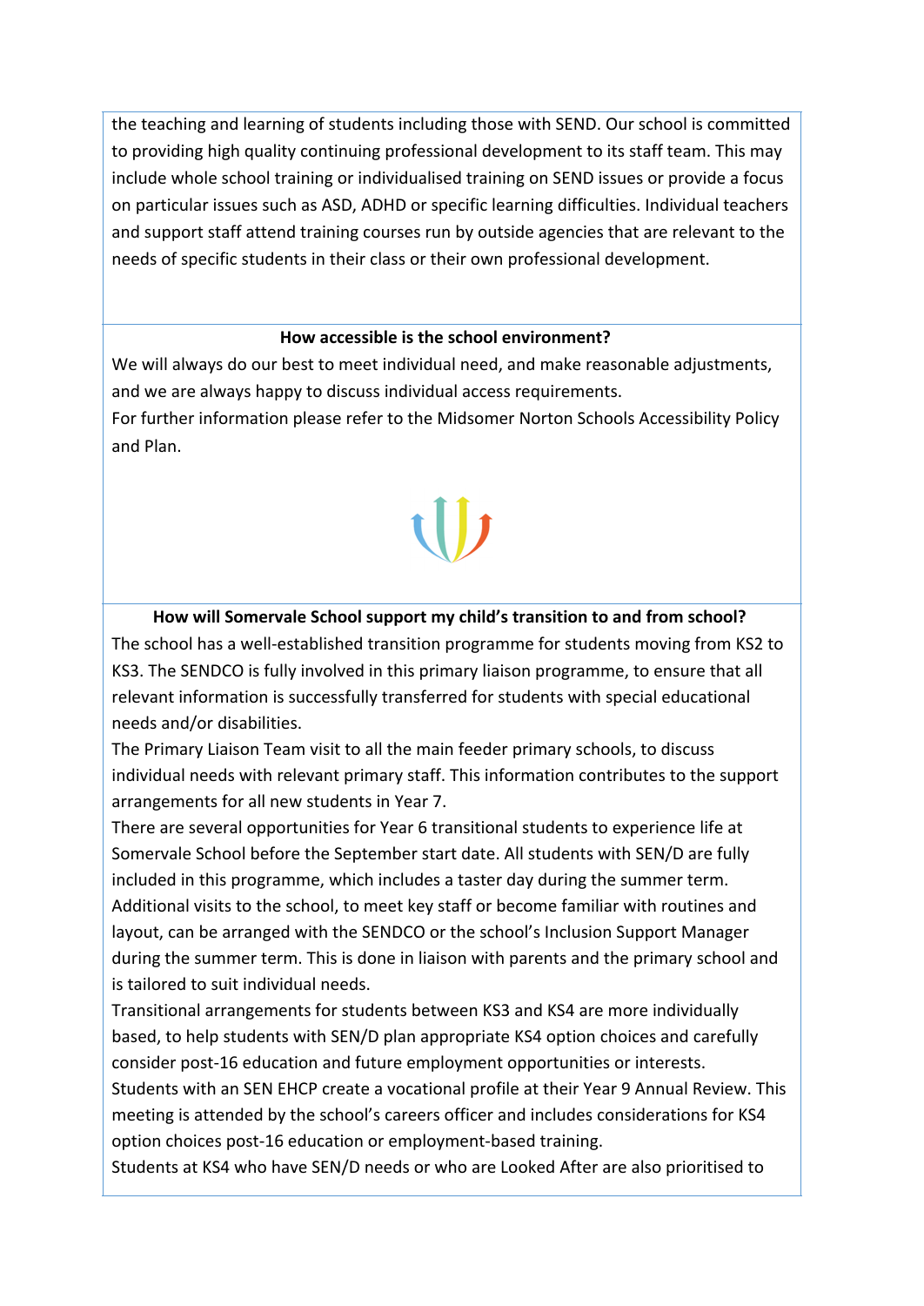the teaching and learning of students including those with SEND. Our school is committed to providing high quality continuing professional development to its staff team. This may include whole school training or individualised training on SEND issues or provide a focus on particular issues such as ASD, ADHD or specific learning difficulties. Individual teachers and support staff attend training courses run by outside agencies that are relevant to the needs of specific students in their class or their own professional development.

**How accessible is the school environment?**

We will always do our best to meet individual need, and make reasonable adjustments, and we are always happy to discuss individual access requirements.
For further information please refer to the Midsomer Norton Schools Accessibility Policy and Plan.

**How will Somervale School support my child's transition to and from school?**

The school has a well-established transition programme for students moving from KS2 to KS3. The SENDCO is fully involved in this primary liaison programme, to ensure that all relevant information is successfully transferred for students with special educational needs and/or disabilities.
The Primary Liaison Team visit to all the main feeder primary schools, to discuss individual needs with relevant primary staff. This information contributes to the support arrangements for all new students in Year 7.
There are several opportunities for Year 6 transitional students to experience life at Somervale School before the September start date. All students with SEN/D are fully included in this programme, which includes a taster day during the summer term. Additional visits to the school, to meet key staff or become familiar with routines and layout, can be arranged with the SENDCO or the school's Inclusion Support Manager during the summer term. This is done in liaison with parents and the primary school and is tailored to suit individual needs.
Transitional arrangements for students between KS3 and KS4 are more individually based, to help students with SEN/D plan appropriate KS4 option choices and carefully consider post-16 education and future employment opportunities or interests.
Students with an SEN EHCP create a vocational profile at their Year 9 Annual Review. This meeting is attended by the school's careers officer and includes considerations for KS4 option choices post-16 education or employment-based training.
Students at KS4 who have SEN/D needs or who are Looked After are also prioritised to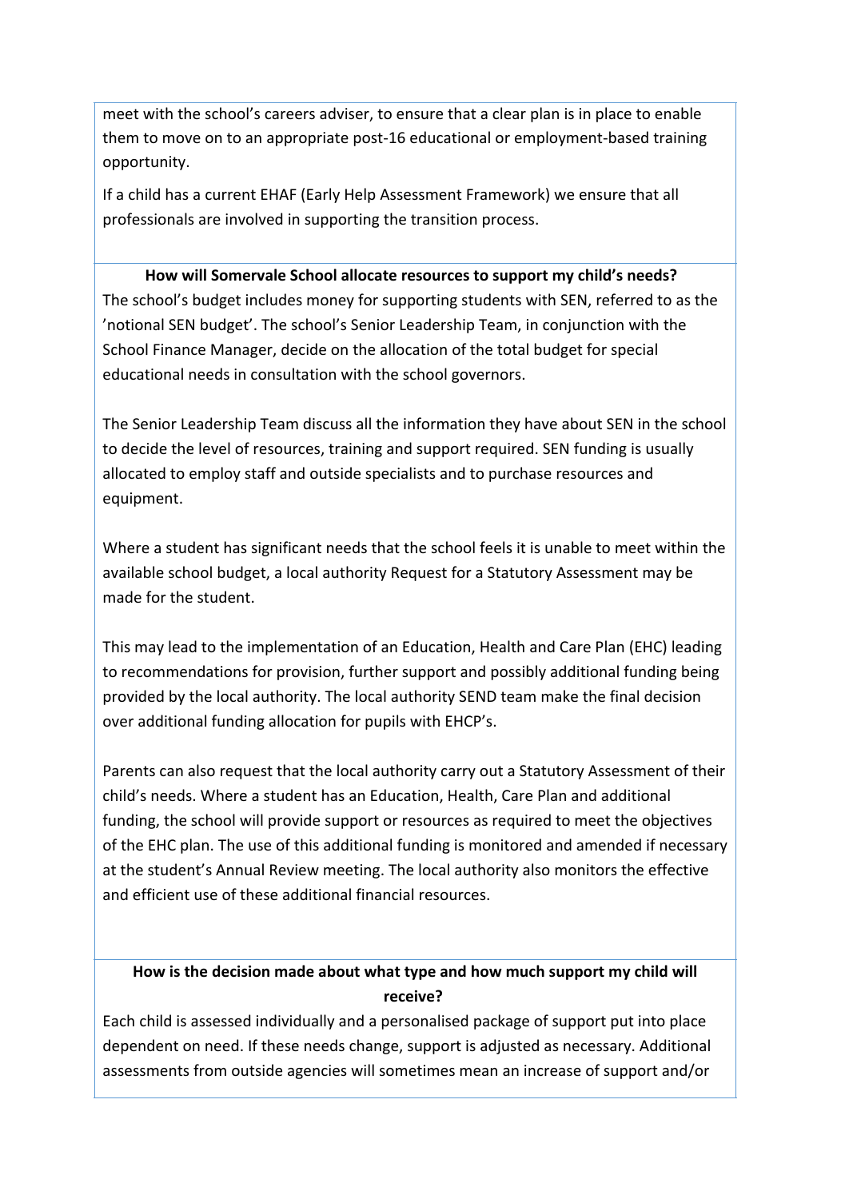meet with the school's careers adviser, to ensure that a clear plan is in place to enable them to move on to an appropriate post-16 educational or employment-based training opportunity.

If a child has a current EHAF (Early Help Assessment Framework) we ensure that all professionals are involved in supporting the transition process.

**How will Somervale School allocate resources to support my child's needs?**

The school's budget includes money for supporting students with SEN, referred to as the 'notional SEN budget'. The school's Senior Leadership Team, in conjunction with the School Finance Manager, decide on the allocation of the total budget for special educational needs in consultation with the school governors.

The Senior Leadership Team discuss all the information they have about SEN in the school to decide the level of resources, training and support required. SEN funding is usually allocated to employ staff and outside specialists and to purchase resources and equipment.

Where a student has significant needs that the school feels it is unable to meet within the available school budget, a local authority Request for a Statutory Assessment may be made for the student.

This may lead to the implementation of an Education, Health and Care Plan (EHC) leading to recommendations for provision, further support and possibly additional funding being provided by the local authority. The local authority SEND team make the final decision over additional funding allocation for pupils with EHCP's.

Parents can also request that the local authority carry out a Statutory Assessment of their child's needs. Where a student has an Education, Health, Care Plan and additional funding, the school will provide support or resources as required to meet the objectives of the EHC plan. The use of this additional funding is monitored and amended if necessary at the student's Annual Review meeting. The local authority also monitors the effective and efficient use of these additional financial resources.

**How is the decision made about what type and how much support my child will receive?**

Each child is assessed individually and a personalised package of support put into place dependent on need. If these needs change, support is adjusted as necessary. Additional assessments from outside agencies will sometimes mean an increase of support and/or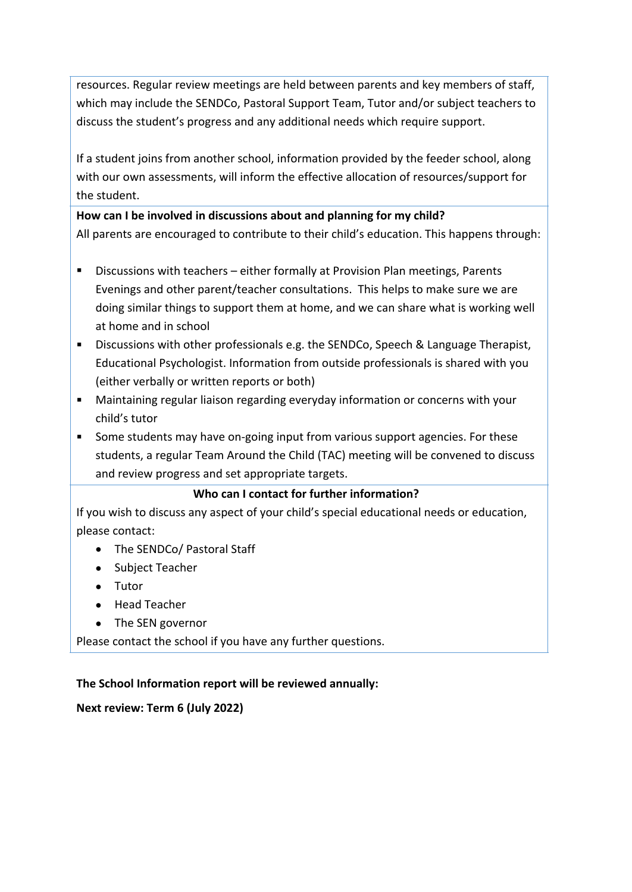resources. Regular review meetings are held between parents and key members of staff, which may include the SENDCo, Pastoral Support Team, Tutor and/or subject teachers to discuss the student's progress and any additional needs which require support.

If a student joins from another school, information provided by the feeder school, along with our own assessments, will inform the effective allocation of resources/support for the student.

**How can I be involved in discussions about and planning for my child?**

All parents are encouraged to contribute to their child's education. This happens through:

- Discussions with teachers – either formally at Provision Plan meetings, Parents Evenings and other parent/teacher consultations. This helps to make sure we are doing similar things to support them at home, and we can share what is working well at home and in school
- Discussions with other professionals e.g. the SENDCo, Speech & Language Therapist, Educational Psychologist. Information from outside professionals is shared with you (either verbally or written reports or both)
- Maintaining regular liaison regarding everyday information or concerns with your child's tutor
- Some students may have on-going input from various support agencies. For these students, a regular Team Around the Child (TAC) meeting will be convened to discuss and review progress and set appropriate targets.

**Who can I contact for further information?**

If you wish to discuss any aspect of your child's special educational needs or education, please contact:

- The SENDCo/ Pastoral Staff
- Subject Teacher
- Tutor
- Head Teacher
- The SEN governor

Please contact the school if you have any further questions.

**The School Information report will be reviewed annually:**

**Next review: Term 6 (July 2022)**